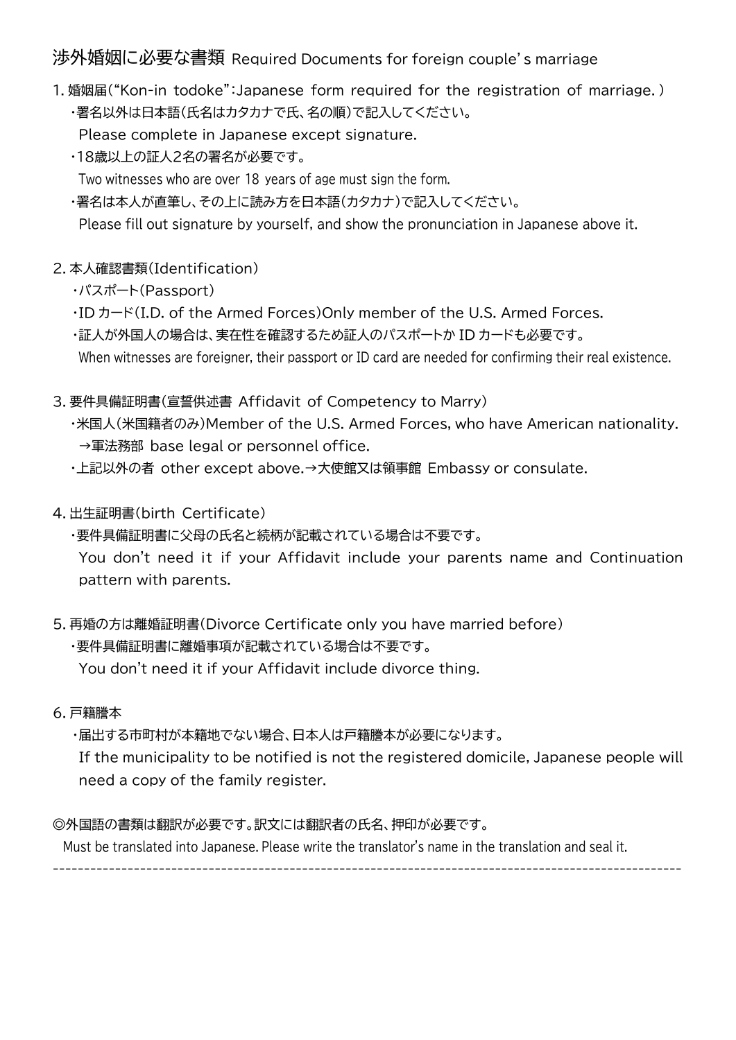# 渉外婚姻に必要な書類 Required Documents for foreign couple's marriage

1. 婚姻届("Kon-in todoke":Japanese form required for the registration of marriage.)
   - 署名以外は日本語(氏名はカタカナで氏、名の順)で記入してください。
     Please complete in Japanese except signature.
   - 18歳以上の証人2名の署名が必要です。
     Two witnesses who are over 18 years of age must sign the form.
   - 署名は本人が直筆し、その上に読み方を日本語(カタカナ)で記入してください。
     Please fill out signature by yourself, and show the pronunciation in Japanese above it.

2. 本人確認書類(Identification)
   - パスポート(Passport)
   - ID カード(I.D. of the Armed Forces)Only member of the U.S. Armed Forces.
   - 証人が外国人の場合は、実在性を確認するため証人のパスポートか ID カードも必要です。
     When witnesses are foreigner, their passport or ID card are needed for confirming their real existence.

3. 要件具備証明書(宣誓供述書 Affidavit of Competency to Marry)
   - 米国人(米国籍者のみ)Member of the U.S. Armed Forces, who have American nationality.
     →軍法務部 base legal or personnel office.
   - 上記以外の者 other except above.→大使館又は領事館 Embassy or consulate.

4. 出生証明書(birth Certificate)
   - 要件具備証明書に父母の氏名と続柄が記載されている場合は不要です。
     You don't need it if your Affidavit include your parents name and Continuation pattern with parents.

5. 再婚の方は離婚証明書(Divorce Certificate only you have married before)
   - 要件具備証明書に離婚事項が記載されている場合は不要です。
     You don't need it if your Affidavit include divorce thing.

6. 戸籍謄本
   - 届出する市町村が本籍地でない場合、日本人は戸籍謄本が必要になります。
     If the municipality to be notified is not the registered domicile, Japanese people will need a copy of the family register.

◎外国語の書類は翻訳が必要です。訳文には翻訳者の氏名、押印が必要です。
Must be translated into Japanese. Please write the translator's name in the translation and seal it.

---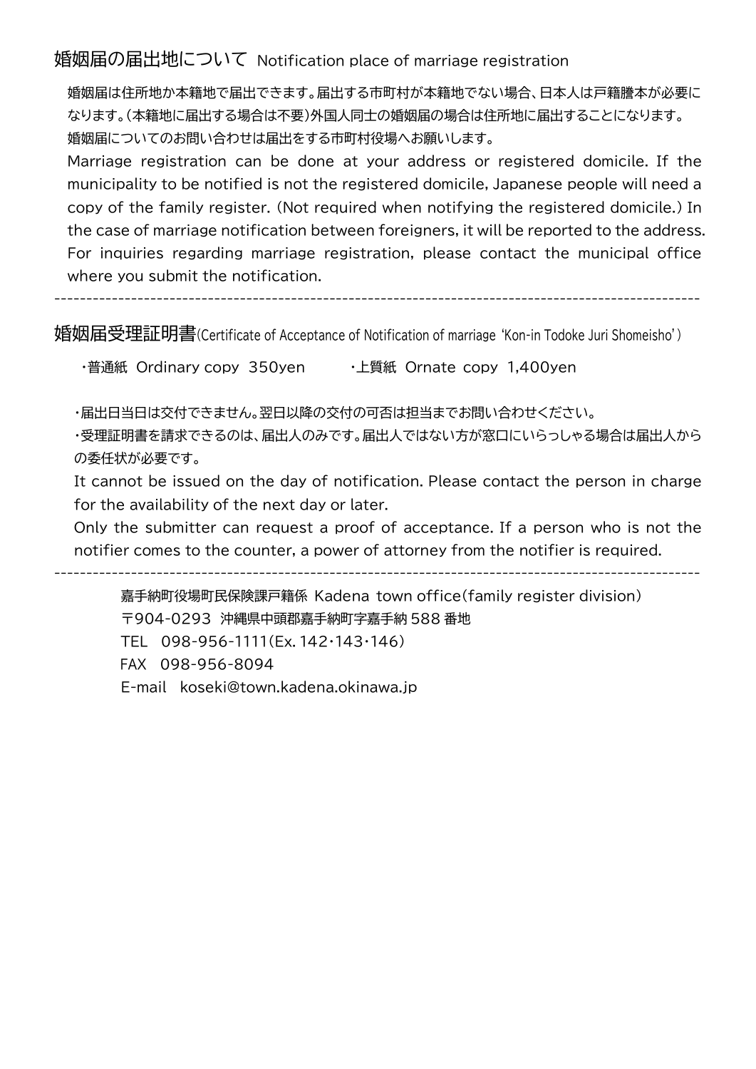## 婚姻届の届出地について Notification place of marriage registration

婚姻届は住所地か本籍地で届出できます。届出する市町村が本籍地でない場合、日本人は戸籍謄本が必要になります。(本籍地に届出する場合は不要)外国人同士の婚姻届の場合は住所地に届出することになります。
婚姻届についてのお問い合わせは届出をする市町村役場へお願いします。

Marriage registration can be done at your address or registered domicile. If the municipality to be notified is not the registered domicile, Japanese people will need a copy of the family register. (Not required when notifying the registered domicile.) In the case of marriage notification between foreigners, it will be reported to the address.
For inquiries regarding marriage registration, please contact the municipal office where you submit the notification.

---

## 婚姻届受理証明書(Certificate of Acceptance of Notification of marriage 'Kon-in Todoke Juri Shomeisho')

・普通紙 Ordinary copy 350yen　　・上質紙 Ornate copy 1,400yen

・届出日当日は交付できません。翌日以降の交付の可否は担当までお問い合わせください。
・受理証明書を請求できるのは、届出人のみです。届出人ではない方が窓口にいらっしゃる場合は届出人からの委任状が必要です。

It cannot be issued on the day of notification. Please contact the person in charge for the availability of the next day or later.
Only the submitter can request a proof of acceptance. If a person who is not the notifier comes to the counter, a power of attorney from the notifier is required.

---

嘉手納町役場町民保険課戸籍係 Kadena town office(family register division)
〒904-0293 沖縄県中頭郡嘉手納町字嘉手納 588 番地
TEL 098-956-1111(Ex. 142・143・146)
FAX 098-956-8094
E-mail koseki@town.kadena.okinawa.jp